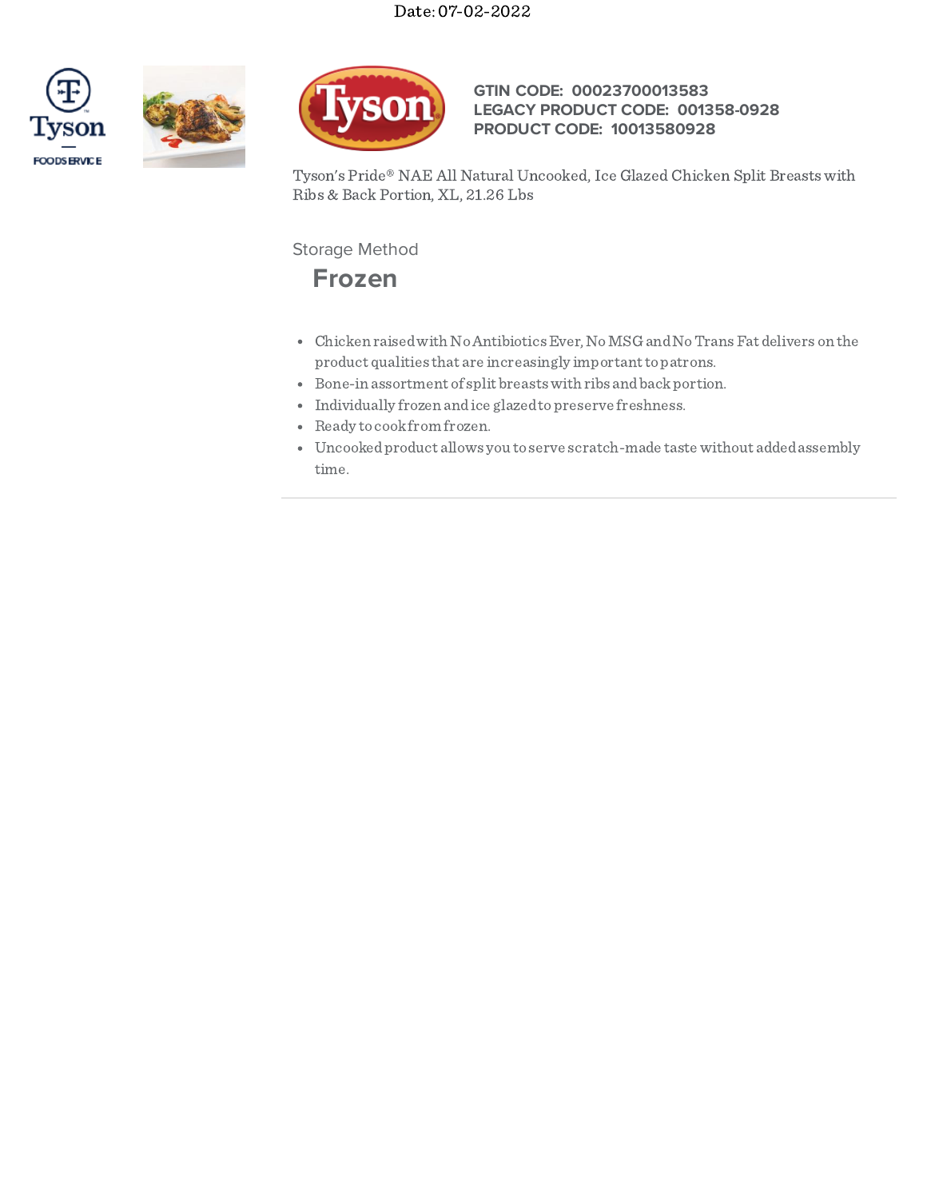Date: 07-02-2022

**GTIN CODE: 00023700013583**
**LEGACY PRODUCT CODE: 001358-0928**
**PRODUCT CODE: 10013580928**

Tyson's Pride® NAE All Natural Uncooked, Ice Glazed Chicken Split Breasts with Ribs & Back Portion, XL, 21.26 Lbs

Storage Method

## Frozen

- Chicken raised with No Antibiotics Ever, No MSG and No Trans Fat delivers on the product qualities that are increasingly important to patrons.
- Bone-in assortment of split breasts with ribs and back portion.
- Individually frozen and ice glazed to preserve freshness.
- Ready to cook from frozen.
- Uncooked product allows you to serve scratch-made taste without added assembly time.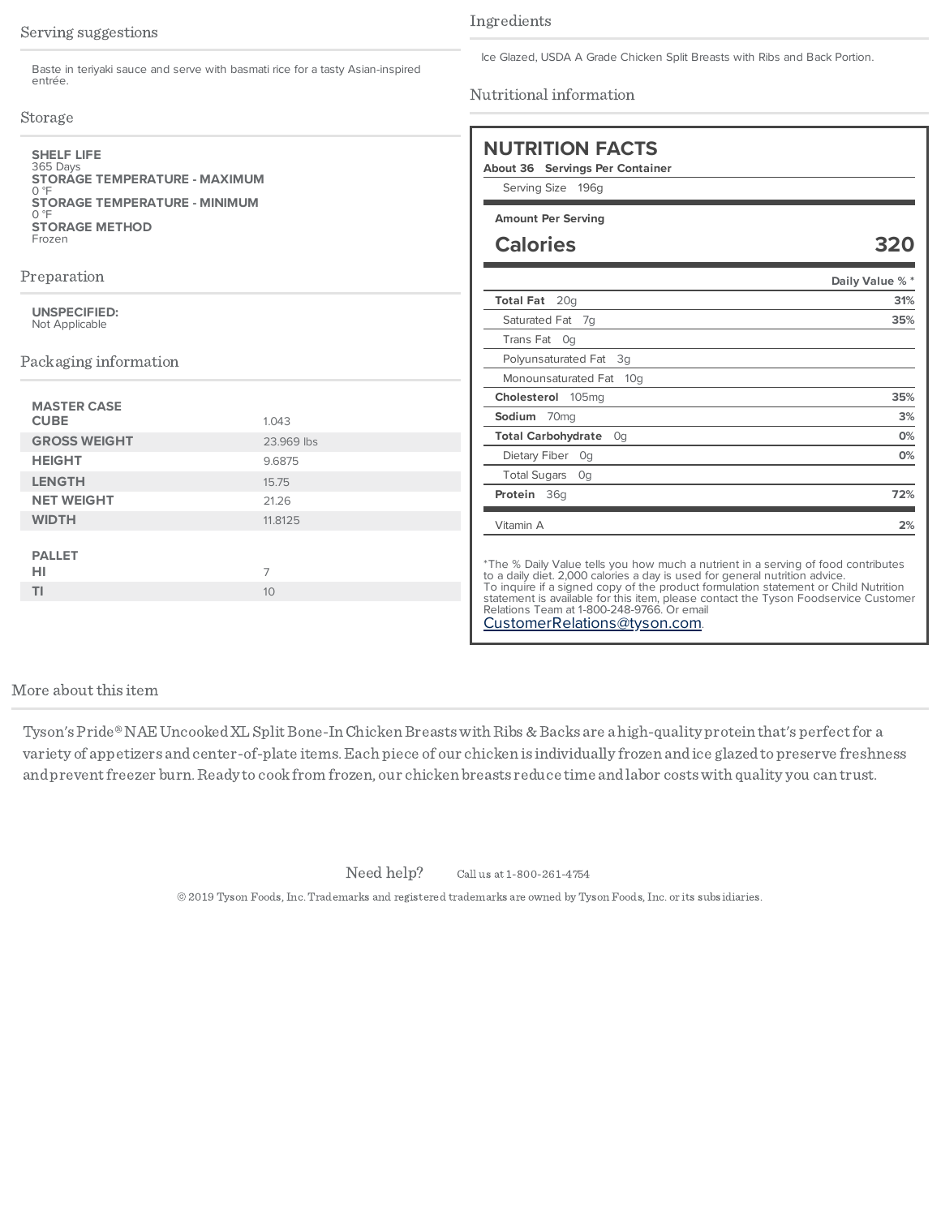## Serving suggestions

Baste in teriyaki sauce and serve with basmati rice for a tasty Asian-inspired entrée.

## Storage

**SHELF LIFE**
365 Days
**STORAGE TEMPERATURE - MAXIMUM**
0 °F
**STORAGE TEMPERATURE - MINIMUM**
0 °F
**STORAGE METHOD**
Frozen

## Preparation

**UNSPECIFIED:**
Not Applicable

## Packaging information

**MASTER CASE**

| | |
|---|---|
| **CUBE** | 1.043 |
| **GROSS WEIGHT** | 23.969 lbs |
| **HEIGHT** | 9.6875 |
| **LENGTH** | 15.75 |
| **NET WEIGHT** | 21.26 |
| **WIDTH** | 11.8125 |

**PALLET**

| | |
|---|---|
| **HI** | 7 |
| **TI** | 10 |

## Ingredients

Ice Glazed, USDA A Grade Chicken Split Breasts with Ribs and Back Portion.

## Nutritional information

### NUTRITION FACTS

**About 36 Servings Per Container**

Serving Size 196g

**Amount Per Serving**

**Calories 320**

| | Daily Value % * |
|---|---|
| **Total Fat** 20g | **31%** |
| Saturated Fat 7g | **35%** |
| Trans Fat 0g | |
| Polyunsaturated Fat 3g | |
| Monounsaturated Fat 10g | |
| **Cholesterol** 105mg | **35%** |
| **Sodium** 70mg | **3%** |
| **Total Carbohydrate** 0g | **0%** |
| Dietary Fiber 0g | **0%** |
| Total Sugars 0g | |
| **Protein** 36g | **72%** |
| Vitamin A | **2%** |

*The % Daily Value tells you how much a nutrient in a serving of food contributes to a daily diet. 2,000 calories a day is used for general nutrition advice.
To inquire if a signed copy of the product formulation statement or Child Nutrition statement is available for this item, please contact the Tyson Foodservice Customer Relations Team at 1-800-248-9766. Or email CustomerRelations@tyson.com.

## More about this item

Tyson's Pride® NAE Uncooked XL Split Bone-In Chicken Breasts with Ribs & Backs are a high-quality protein that's perfect for a variety of appetizers and center-of-plate items. Each piece of our chicken is individually frozen and ice glazed to preserve freshness and prevent freezer burn. Ready to cook from frozen, our chicken breasts reduce time and labor costs with quality you can trust.

Need help? Call us at 1-800-261-4754

© 2019 Tyson Foods, Inc. Trademarks and registered trademarks are owned by Tyson Foods, Inc. or its subsidiaries.